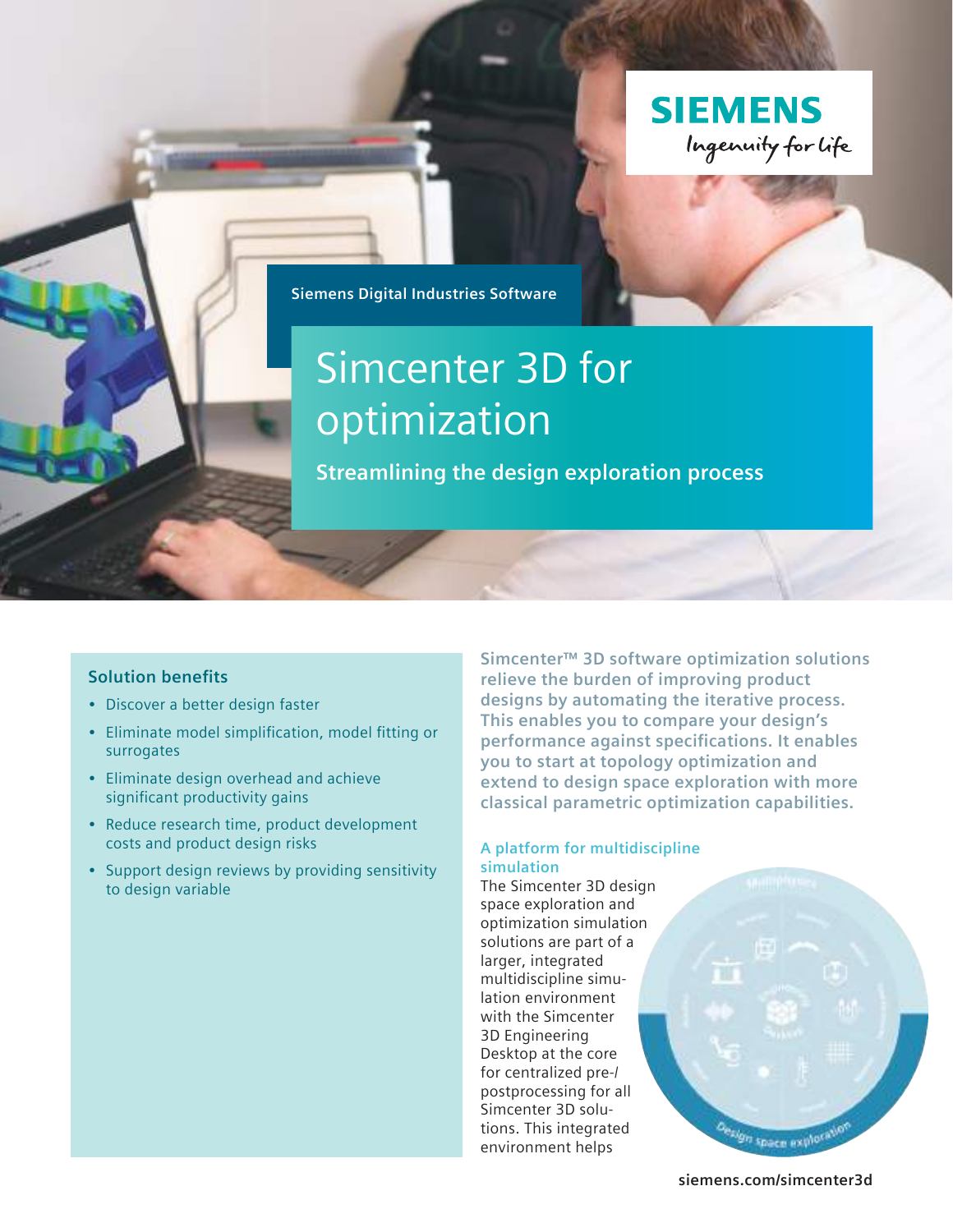SIEMENS

Ingenuity for life

Siemens Digital Industries Software

# Simcenter 3D for optimization

## Streamlining the design exploration process

### Solution benefits

- Discover a better design faster
- Eliminate model simplification, model fitting or surrogates
- Eliminate design overhead and achieve significant productivity gains
- Reduce research time, product development costs and product design risks
- Support design reviews by providing sensitivity to design variable

**Simcenter™ 3D software optimization solutions relieve the burden of improving product designs by automating the iterative process. This enables you to compare your design's performance against specifications. It enables you to start at topology optimization and extend to design space exploration with more classical parametric optimization capabilities.**

### A platform for multidiscipline simulation

The Simcenter 3D design space exploration and optimization simulation solutions are part of a larger, integrated multidiscipline simulation environment with the Simcenter 3D Engineering Desktop at the core for centralized pre-/postprocessing for all Simcenter 3D solutions. This integrated environment helps

siemens.com/simcenter3d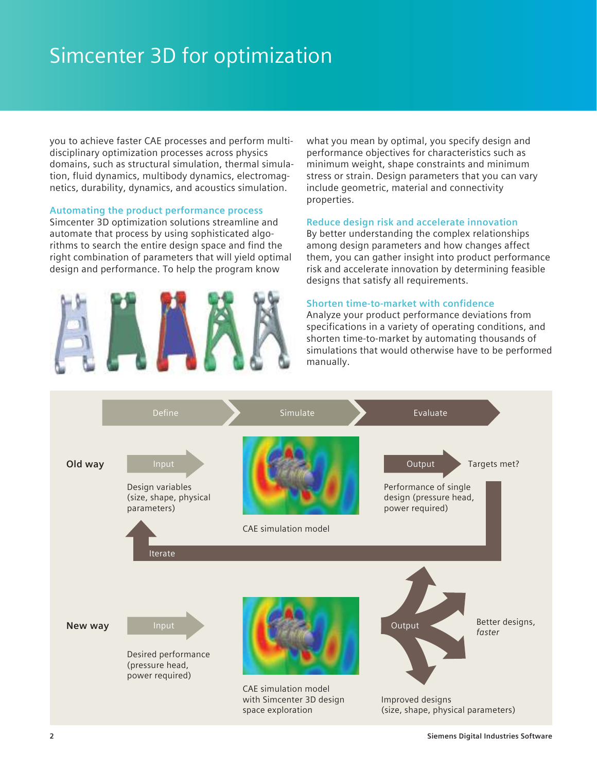# Simcenter 3D for optimization

you to achieve faster CAE processes and perform multi-disciplinary optimization processes across physics domains, such as structural simulation, thermal simulation, fluid dynamics, multibody dynamics, electromagnetics, durability, dynamics, and acoustics simulation.

### Automating the product performance process

Simcenter 3D optimization solutions streamline and automate that process by using sophisticated algorithms to search the entire design space and find the right combination of parameters that will yield optimal design and performance. To help the program know what you mean by optimal, you specify design and performance objectives for characteristics such as minimum weight, shape constraints and minimum stress or strain. Design parameters that you can vary include geometric, material and connectivity properties.

### Reduce design risk and accelerate innovation

By better understanding the complex relationships among design parameters and how changes affect them, you can gather insight into product performance risk and accelerate innovation by determining feasible designs that satisfy all requirements.

### Shorten time-to-market with confidence

Analyze your product performance deviations from specifications in a variety of operating conditions, and shorten time-to-market by automating thousands of simulations that would otherwise have to be performed manually.

Define | Simulate | Evaluate

**Old way**

Input: Design variables (size, shape, physical parameters)

CAE simulation model

Output: Performance of single design (pressure head, power required)

Targets met?

Iterate

**New way**

Input: Desired performance (pressure head, power required)

CAE simulation model with Simcenter 3D design space exploration

Output: Improved designs (size, shape, physical parameters)

Better designs, *faster*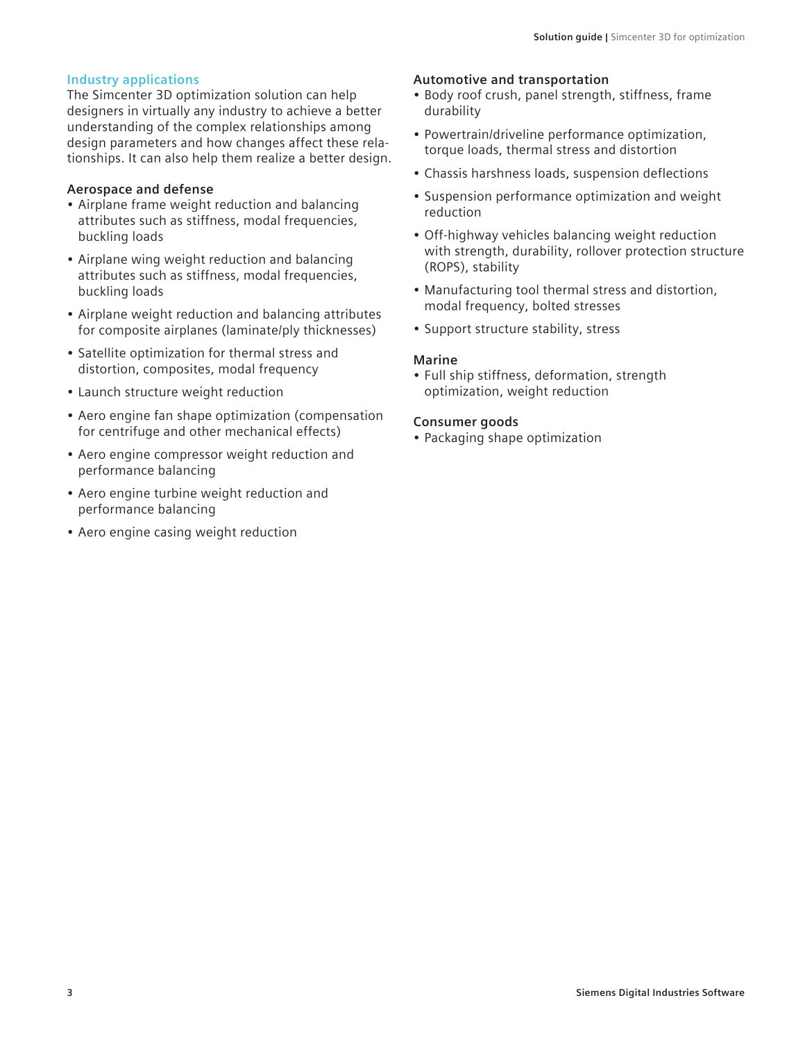## Industry applications

The Simcenter 3D optimization solution can help designers in virtually any industry to achieve a better understanding of the complex relationships among design parameters and how changes affect these relationships. It can also help them realize a better design.

### Aerospace and defense

- Airplane frame weight reduction and balancing attributes such as stiffness, modal frequencies, buckling loads
- Airplane wing weight reduction and balancing attributes such as stiffness, modal frequencies, buckling loads
- Airplane weight reduction and balancing attributes for composite airplanes (laminate/ply thicknesses)
- Satellite optimization for thermal stress and distortion, composites, modal frequency
- Launch structure weight reduction
- Aero engine fan shape optimization (compensation for centrifuge and other mechanical effects)
- Aero engine compressor weight reduction and performance balancing
- Aero engine turbine weight reduction and performance balancing
- Aero engine casing weight reduction

### Automotive and transportation

- Body roof crush, panel strength, stiffness, frame durability
- Powertrain/driveline performance optimization, torque loads, thermal stress and distortion
- Chassis harshness loads, suspension deflections
- Suspension performance optimization and weight reduction
- Off-highway vehicles balancing weight reduction with strength, durability, rollover protection structure (ROPS), stability
- Manufacturing tool thermal stress and distortion, modal frequency, bolted stresses
- Support structure stability, stress

### Marine

- Full ship stiffness, deformation, strength optimization, weight reduction

### Consumer goods

- Packaging shape optimization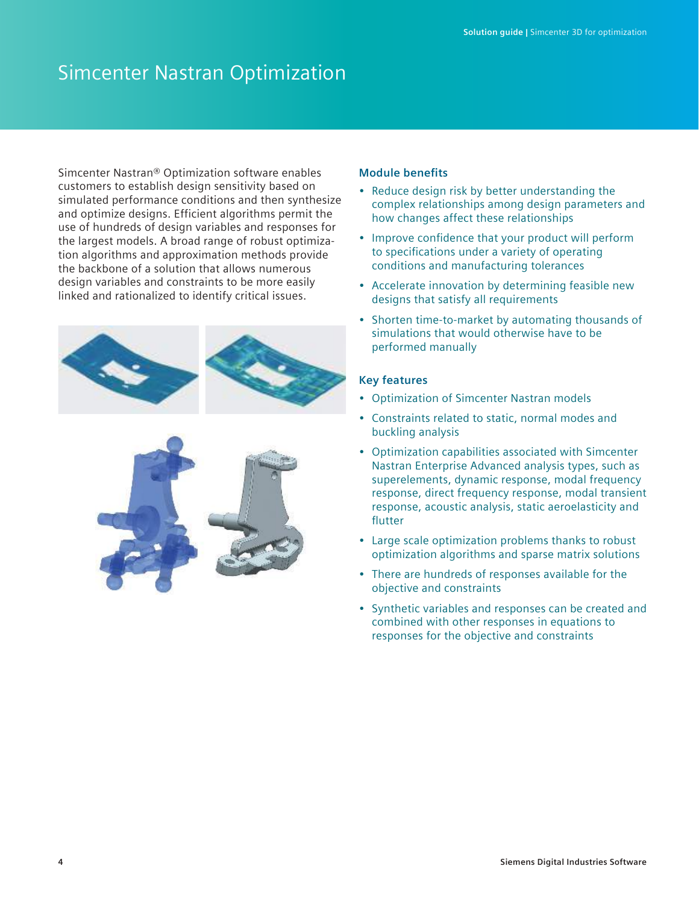# Simcenter Nastran Optimization

Simcenter Nastran® Optimization software enables customers to establish design sensitivity based on simulated performance conditions and then synthesize and optimize designs. Efficient algorithms permit the use of hundreds of design variables and responses for the largest models. A broad range of robust optimization algorithms and approximation methods provide the backbone of a solution that allows numerous design variables and constraints to be more easily linked and rationalized to identify critical issues.

## Module benefits

- Reduce design risk by better understanding the complex relationships among design parameters and how changes affect these relationships
- Improve confidence that your product will perform to specifications under a variety of operating conditions and manufacturing tolerances
- Accelerate innovation by determining feasible new designs that satisfy all requirements
- Shorten time-to-market by automating thousands of simulations that would otherwise have to be performed manually

## Key features

- Optimization of Simcenter Nastran models
- Constraints related to static, normal modes and buckling analysis
- Optimization capabilities associated with Simcenter Nastran Enterprise Advanced analysis types, such as superelements, dynamic response, modal frequency response, direct frequency response, modal transient response, acoustic analysis, static aeroelasticity and flutter
- Large scale optimization problems thanks to robust optimization algorithms and sparse matrix solutions
- There are hundreds of responses available for the objective and constraints
- Synthetic variables and responses can be created and combined with other responses in equations to responses for the objective and constraints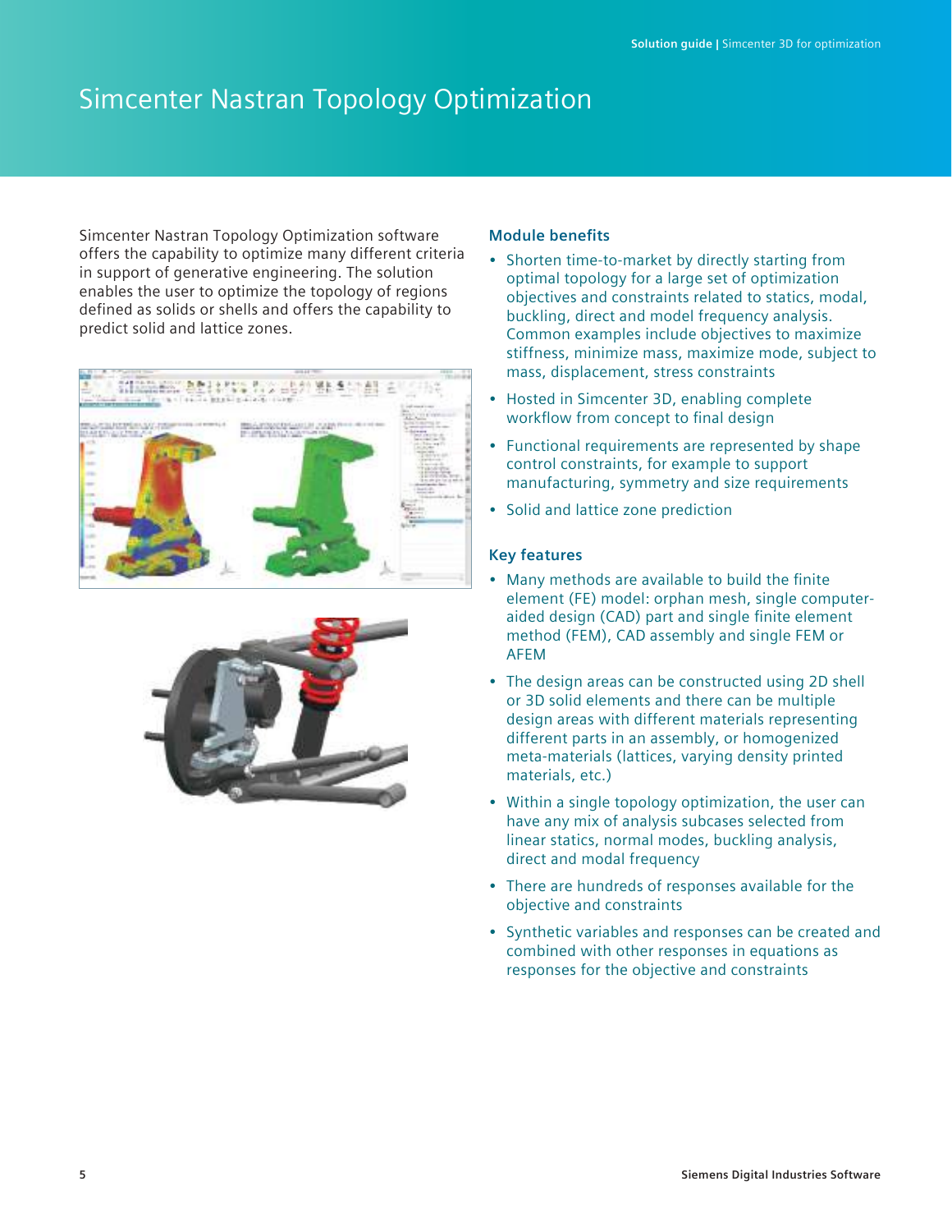# Simcenter Nastran Topology Optimization

Simcenter Nastran Topology Optimization software offers the capability to optimize many different criteria in support of generative engineering. The solution enables the user to optimize the topology of regions defined as solids or shells and offers the capability to predict solid and lattice zones.

## Module benefits

- Shorten time-to-market by directly starting from optimal topology for a large set of optimization objectives and constraints related to statics, modal, buckling, direct and model frequency analysis. Common examples include objectives to maximize stiffness, minimize mass, maximize mode, subject to mass, displacement, stress constraints
- Hosted in Simcenter 3D, enabling complete workflow from concept to final design
- Functional requirements are represented by shape control constraints, for example to support manufacturing, symmetry and size requirements
- Solid and lattice zone prediction

## Key features

- Many methods are available to build the finite element (FE) model: orphan mesh, single computer-aided design (CAD) part and single finite element method (FEM), CAD assembly and single FEM or AFEM
- The design areas can be constructed using 2D shell or 3D solid elements and there can be multiple design areas with different materials representing different parts in an assembly, or homogenized meta-materials (lattices, varying density printed materials, etc.)
- Within a single topology optimization, the user can have any mix of analysis subcases selected from linear statics, normal modes, buckling analysis, direct and modal frequency
- There are hundreds of responses available for the objective and constraints
- Synthetic variables and responses can be created and combined with other responses in equations as responses for the objective and constraints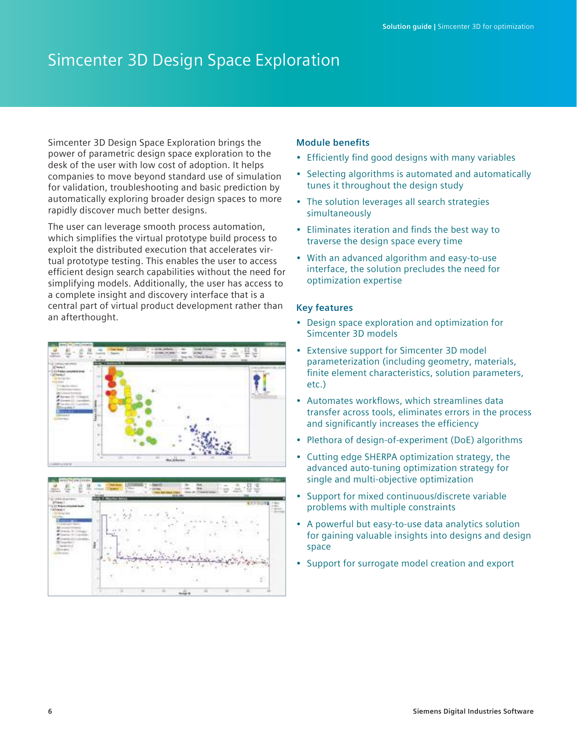# Simcenter 3D Design Space Exploration

Simcenter 3D Design Space Exploration brings the power of parametric design space exploration to the desk of the user with low cost of adoption. It helps companies to move beyond standard use of simulation for validation, troubleshooting and basic prediction by automatically exploring broader design spaces to more rapidly discover much better designs.

The user can leverage smooth process automation, which simplifies the virtual prototype build process to exploit the distributed execution that accelerates virtual prototype testing. This enables the user to access efficient design search capabilities without the need for simplifying models. Additionally, the user has access to a complete insight and discovery interface that is a central part of virtual product development rather than an afterthought.

## Module benefits

- Efficiently find good designs with many variables
- Selecting algorithms is automated and automatically tunes it throughout the design study
- The solution leverages all search strategies simultaneously
- Eliminates iteration and finds the best way to traverse the design space every time
- With an advanced algorithm and easy-to-use interface, the solution precludes the need for optimization expertise

## Key features

- Design space exploration and optimization for Simcenter 3D models
- Extensive support for Simcenter 3D model parameterization (including geometry, materials, finite element characteristics, solution parameters, etc.)
- Automates workflows, which streamlines data transfer across tools, eliminates errors in the process and significantly increases the efficiency
- Plethora of design-of-experiment (DoE) algorithms
- Cutting edge SHERPA optimization strategy, the advanced auto-tuning optimization strategy for single and multi-objective optimization
- Support for mixed continuous/discrete variable problems with multiple constraints
- A powerful but easy-to-use data analytics solution for gaining valuable insights into designs and design space
- Support for surrogate model creation and export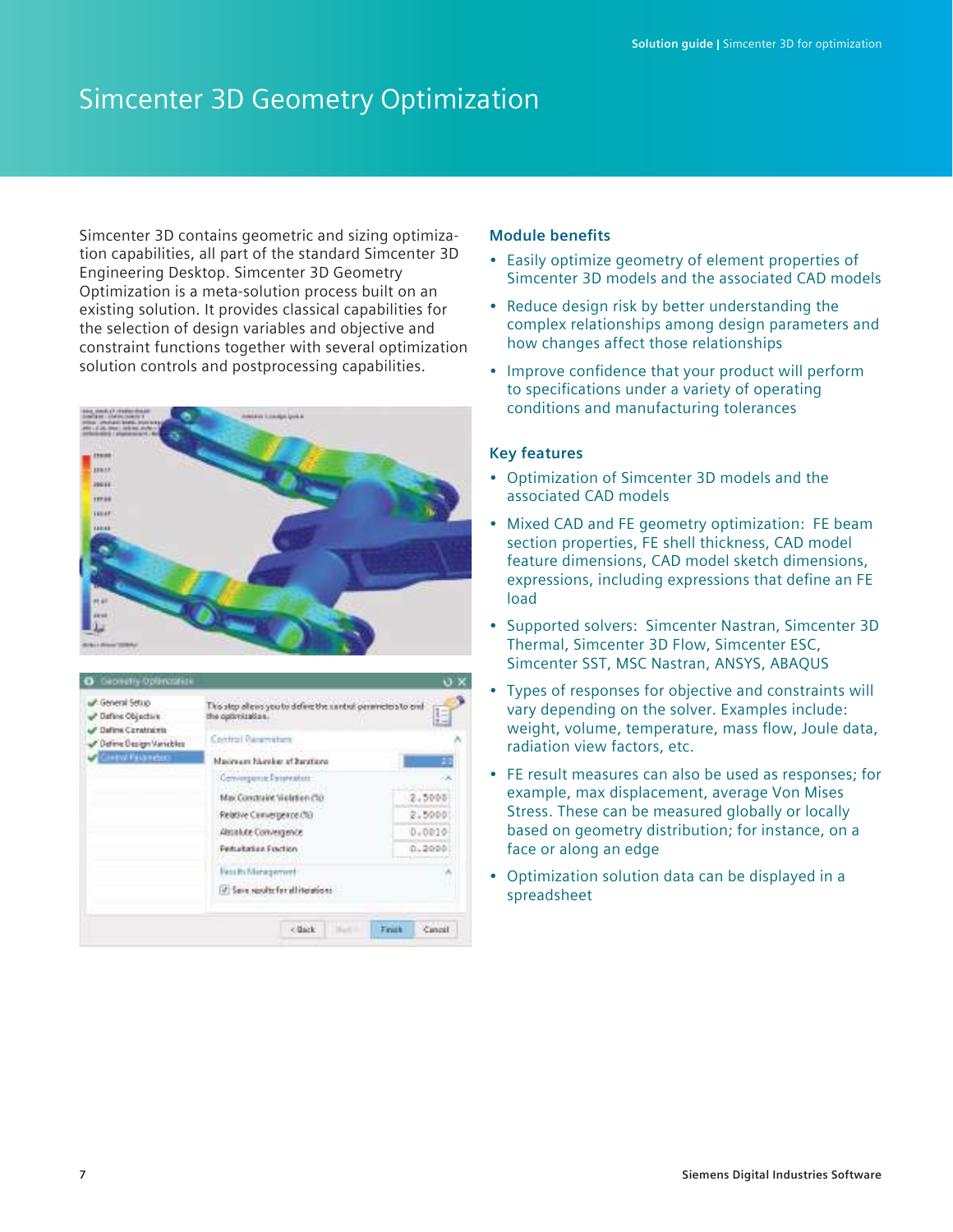# Simcenter 3D Geometry Optimization

Simcenter 3D contains geometric and sizing optimization capabilities, all part of the standard Simcenter 3D Engineering Desktop. Simcenter 3D Geometry Optimization is a meta-solution process built on an existing solution. It provides classical capabilities for the selection of design variables and objective and constraint functions together with several optimization solution controls and postprocessing capabilities.

## Module benefits

- Easily optimize geometry of element properties of Simcenter 3D models and the associated CAD models
- Reduce design risk by better understanding the complex relationships among design parameters and how changes affect those relationships
- Improve confidence that your product will perform to specifications under a variety of operating conditions and manufacturing tolerances

## Key features

- Optimization of Simcenter 3D models and the associated CAD models
- Mixed CAD and FE geometry optimization: FE beam section properties, FE shell thickness, CAD model feature dimensions, CAD model sketch dimensions, expressions, including expressions that define an FE load
- Supported solvers: Simcenter Nastran, Simcenter 3D Thermal, Simcenter 3D Flow, Simcenter ESC, Simcenter SST, MSC Nastran, ANSYS, ABAQUS
- Types of responses for objective and constraints will vary depending on the solver. Examples include: weight, volume, temperature, mass flow, Joule data, radiation view factors, etc.
- FE result measures can also be used as responses; for example, max displacement, average Von Mises Stress. These can be measured globally or locally based on geometry distribution; for instance, on a face or along an edge
- Optimization solution data can be displayed in a spreadsheet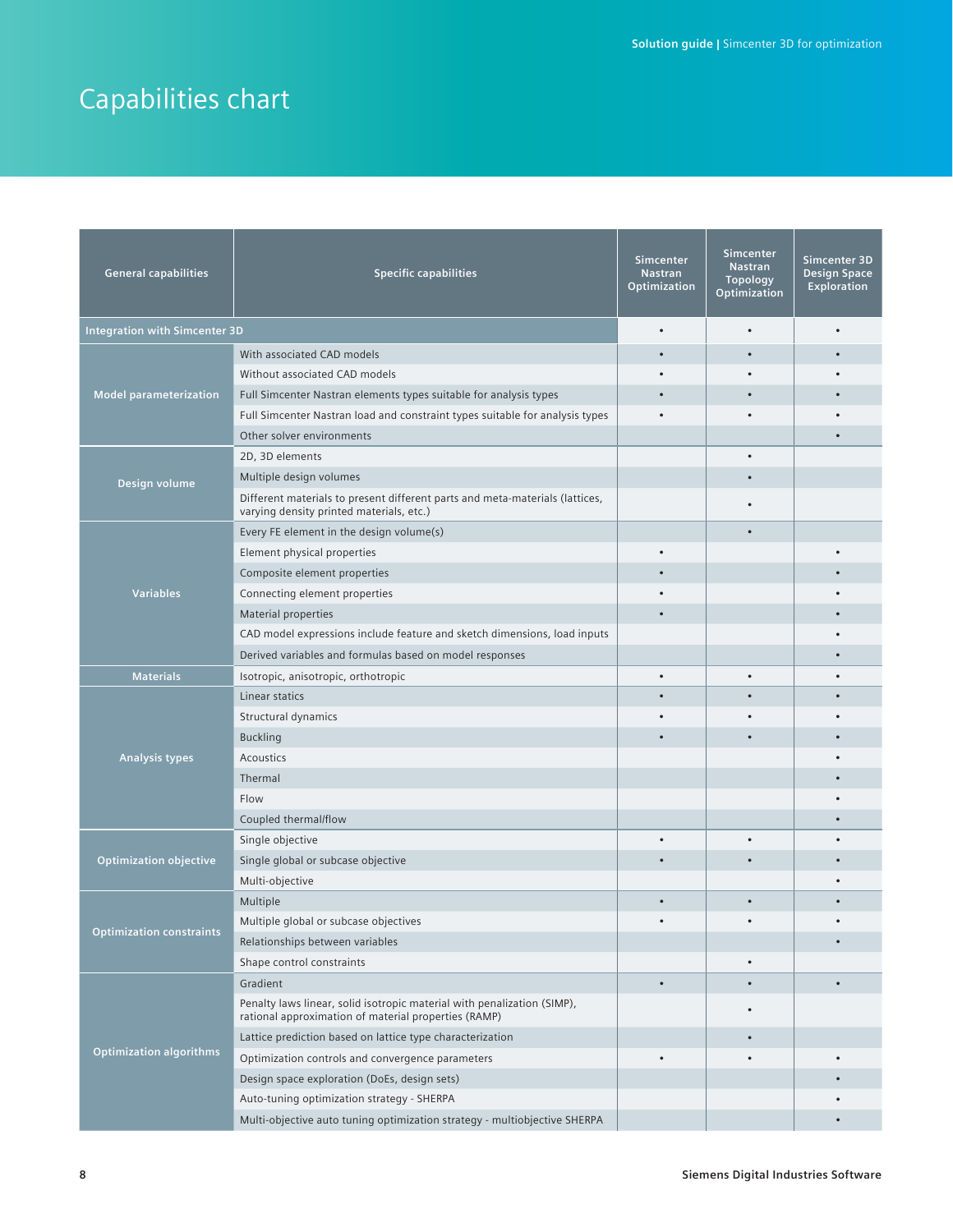# Capabilities chart

| General capabilities | Specific capabilities | Simcenter Nastran Optimization | Simcenter Nastran Topology Optimization | Simcenter 3D Design Space Exploration |
|---|---|---|---|---|
| Integration with Simcenter 3D | | • | • | • |
| Model parameterization | With associated CAD models | • | • | • |
| | Without associated CAD models | • | • | • |
| | Full Simcenter Nastran elements types suitable for analysis types | • | • | • |
| | Full Simcenter Nastran load and constraint types suitable for analysis types | • | • | • |
| | Other solver environments | | | • |
| Design volume | 2D, 3D elements | | • | |
| | Multiple design volumes | | • | |
| | Different materials to present different parts and meta-materials (lattices, varying density printed materials, etc.) | | • | |
| Variables | Every FE element in the design volume(s) | | • | |
| | Element physical properties | • | | • |
| | Composite element properties | • | | • |
| | Connecting element properties | • | | • |
| | Material properties | • | | • |
| | CAD model expressions include feature and sketch dimensions, load inputs | | | • |
| | Derived variables and formulas based on model responses | | | • |
| Materials | Isotropic, anisotropic, orthotropic | • | • | • |
| Analysis types | Linear statics | • | • | • |
| | Structural dynamics | • | • | • |
| | Buckling | • | • | • |
| | Acoustics | | | • |
| | Thermal | | | • |
| | Flow | | | • |
| | Coupled thermal/flow | | | • |
| Optimization objective | Single objective | • | • | • |
| | Single global or subcase objective | • | • | • |
| | Multi-objective | | | • |
| Optimization constraints | Multiple | • | • | • |
| | Multiple global or subcase objectives | • | • | • |
| | Relationships between variables | | | • |
| | Shape control constraints | | • | |
| Optimization algorithms | Gradient | • | • | • |
| | Penalty laws linear, solid isotropic material with penalization (SIMP), rational approximation of material properties (RAMP) | | • | |
| | Lattice prediction based on lattice type characterization | | • | |
| | Optimization controls and convergence parameters | • | • | • |
| | Design space exploration (DoEs, design sets) | | | • |
| | Auto-tuning optimization strategy - SHERPA | | | • |
| | Multi-objective auto tuning optimization strategy - multiobjective SHERPA | | | • |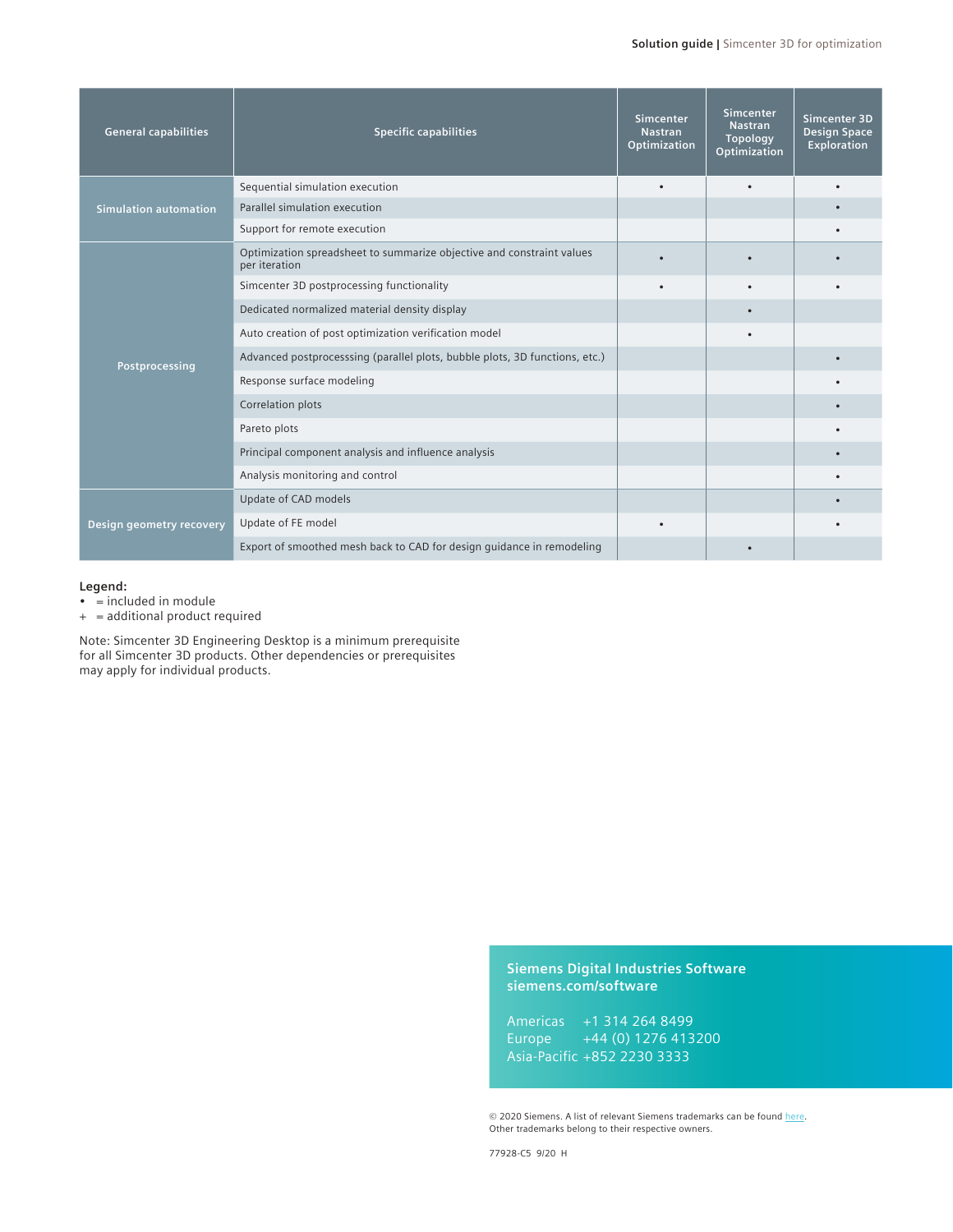| General capabilities | Specific capabilities | Simcenter Nastran Optimization | Simcenter Nastran Topology Optimization | Simcenter 3D Design Space Exploration |
|---|---|---|---|---|
| Simulation automation | Sequential simulation execution | • | • | • |
| | Parallel simulation execution | | | • |
| | Support for remote execution | | | • |
| Postprocessing | Optimization spreadsheet to summarize objective and constraint values per iteration | • | • | • |
| | Simcenter 3D postprocessing functionality | • | • | • |
| | Dedicated normalized material density display | | • | |
| | Auto creation of post optimization verification model | | • | |
| | Advanced postprocesssing (parallel plots, bubble plots, 3D functions, etc.) | | | • |
| | Response surface modeling | | | • |
| | Correlation plots | | | • |
| | Pareto plots | | | • |
| | Principal component analysis and influence analysis | | | • |
| | Analysis monitoring and control | | | • |
| Design geometry recovery | Update of CAD models | | | • |
| | Update of FE model | • | | • |
| | Export of smoothed mesh back to CAD for design guidance in remodeling | | • | |

**Legend:**
- • = included in module
- \+ = additional product required

Note: Simcenter 3D Engineering Desktop is a minimum prerequisite for all Simcenter 3D products. Other dependencies or prerequisites may apply for individual products.

**Siemens Digital Industries Software**
**siemens.com/software**

Americas +1 314 264 8499
Europe +44 (0) 1276 413200
Asia-Pacific +852 2230 3333

© 2020 Siemens. A list of relevant Siemens trademarks can be found here. Other trademarks belong to their respective owners.

77928-C5 9/20 H